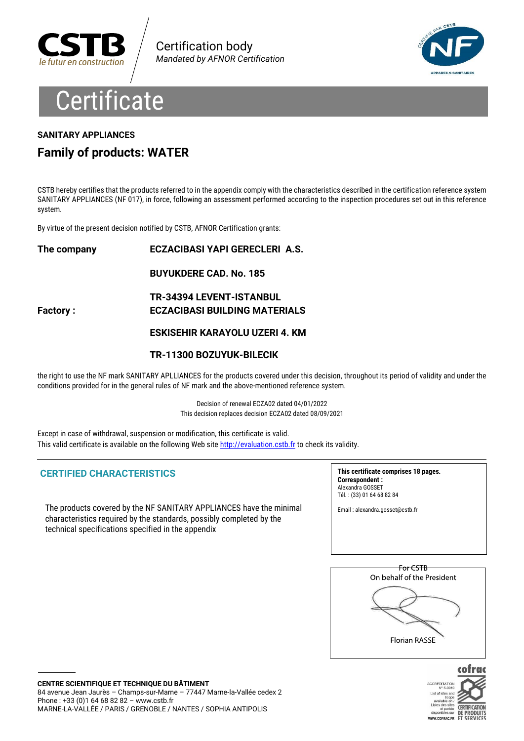CSTB
*le futur en construction*

Certification body
*Mandated by AFNOR Certification*

# Certificate

**SANITARY APPLIANCES**

## Family of products: WATER

CSTB hereby certifies that the products referred to in the appendix comply with the characteristics described in the certification reference system SANITARY APPLIANCES (NF 017), in force, following an assessment performed according to the inspection procedures set out in this reference system.

By virtue of the present decision notified by CSTB, AFNOR Certification grants:

**The company** **ECZACIBASI YAPI GERECLERI A.S.**

**BUYUKDERE CAD. No. 185**

**TR-34394 LEVENT-ISTANBUL**

**Factory :** **ECZACIBASI BUILDING MATERIALS**

**ESKISEHIR KARAYOLU UZERI 4. KM**

**TR-11300 BOZUYUK-BILECIK**

the right to use the NF mark SANITARY APLLIANCES for the products covered under this decision, throughout its period of validity and under the conditions provided for in the general rules of NF mark and the above-mentioned reference system.

Decision of renewal ECZA02 dated 04/01/2022
This decision replaces decision ECZA02 dated 08/09/2021

Except in case of withdrawal, suspension or modification, this certificate is valid.
This valid certificate is available on the following Web site http://evaluation.cstb.fr to check its validity.

### CERTIFIED CHARACTERISTICS

The products covered by the NF SANITARY APPLIANCES have the minimal characteristics required by the standards, possibly completed by the technical specifications specified in the appendix

**This certificate comprises 18 pages.**
**Correspondent :**
Alexandra GOSSET
Tél. : (33) 01 64 68 82 84

Email : alexandra.gosset@cstb.fr

For CSTB
On behalf of the President

Florian RASSE

**CENTRE SCIENTIFIQUE ET TECHNIQUE DU BÂTIMENT**
84 avenue Jean Jaurès – Champs-sur-Marne – 77447 Marne-la-Vallée cedex 2
Phone : +33 (0)1 64 68 82 82 – www.cstb.fr
MARNE-LA-VALLÉE / PARIS / GRENOBLE / NANTES / SOPHIA ANTIPOLIS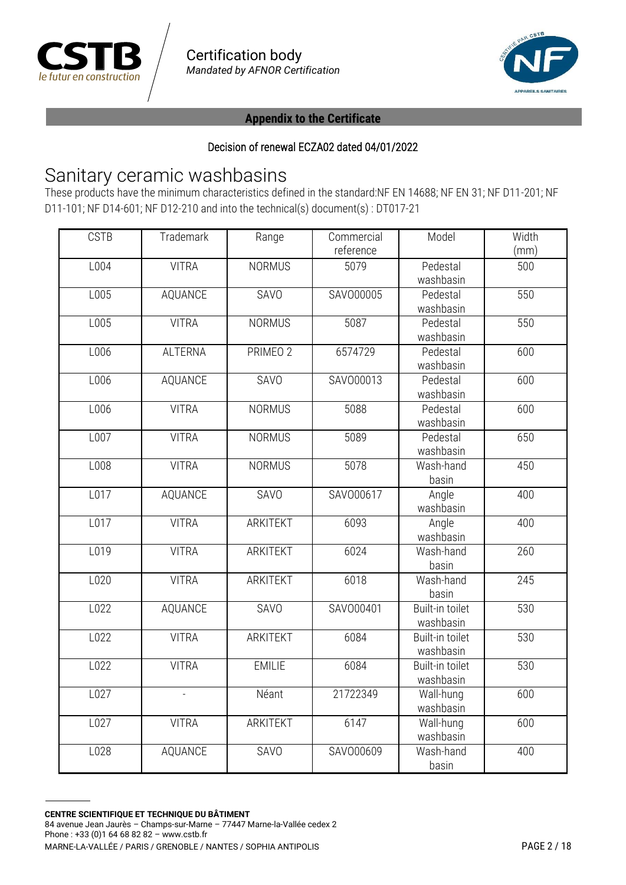Certification body
*Mandated by AFNOR Certification*

**Appendix to the Certificate**

Decision of renewal ECZA02 dated 04/01/2022

# Sanitary ceramic washbasins

These products have the minimum characteristics defined in the standard:NF EN 14688; NF EN 31; NF D11-201; NF D11-101; NF D14-601; NF D12-210 and into the technical(s) document(s) : DT017-21

| CSTB | Trademark | Range | Commercial reference | Model | Width (mm) |
|---|---|---|---|---|---|
| L004 | VITRA | NORMUS | 5079 | Pedestal washbasin | 500 |
| L005 | AQUANCE | SAVO | SAVO00005 | Pedestal washbasin | 550 |
| L005 | VITRA | NORMUS | 5087 | Pedestal washbasin | 550 |
| L006 | ALTERNA | PRIMEO 2 | 6574729 | Pedestal washbasin | 600 |
| L006 | AQUANCE | SAVO | SAVO00013 | Pedestal washbasin | 600 |
| L006 | VITRA | NORMUS | 5088 | Pedestal washbasin | 600 |
| L007 | VITRA | NORMUS | 5089 | Pedestal washbasin | 650 |
| L008 | VITRA | NORMUS | 5078 | Wash-hand basin | 450 |
| L017 | AQUANCE | SAVO | SAVO00617 | Angle washbasin | 400 |
| L017 | VITRA | ARKITEKT | 6093 | Angle washbasin | 400 |
| L019 | VITRA | ARKITEKT | 6024 | Wash-hand basin | 260 |
| L020 | VITRA | ARKITEKT | 6018 | Wash-hand basin | 245 |
| L022 | AQUANCE | SAVO | SAVO00401 | Built-in toilet washbasin | 530 |
| L022 | VITRA | ARKITEKT | 6084 | Built-in toilet washbasin | 530 |
| L022 | VITRA | EMILIE | 6084 | Built-in toilet washbasin | 530 |
| L027 | - | Néant | 21722349 | Wall-hung washbasin | 600 |
| L027 | VITRA | ARKITEKT | 6147 | Wall-hung washbasin | 600 |
| L028 | AQUANCE | SAVO | SAVO00609 | Wash-hand basin | 400 |

**CENTRE SCIENTIFIQUE ET TECHNIQUE DU BÂTIMENT**
84 avenue Jean Jaurès – Champs-sur-Marne – 77447 Marne-la-Vallée cedex 2
Phone : +33 (0)1 64 68 82 82 – www.cstb.fr
MARNE-LA-VALLÉE / PARIS / GRENOBLE / NANTES / SOPHIA ANTIPOLIS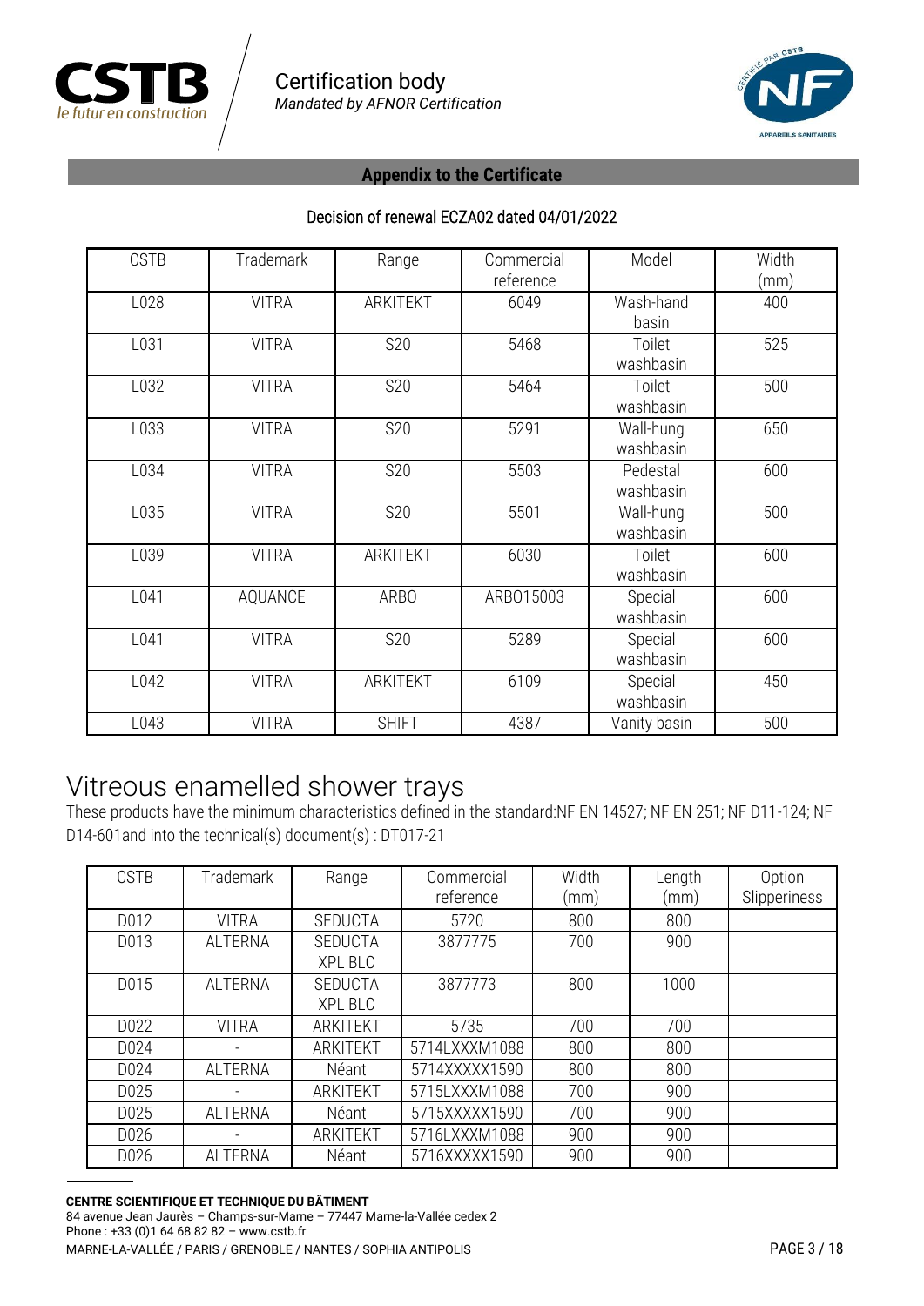Certification body
*Mandated by AFNOR Certification*

**Appendix to the Certificate**

Decision of renewal ECZA02 dated 04/01/2022

| CSTB | Trademark | Range | Commercial reference | Model | Width (mm) |
|---|---|---|---|---|---|
| L028 | VITRA | ARKITEKT | 6049 | Wash-hand basin | 400 |
| L031 | VITRA | S20 | 5468 | Toilet washbasin | 525 |
| L032 | VITRA | S20 | 5464 | Toilet washbasin | 500 |
| L033 | VITRA | S20 | 5291 | Wall-hung washbasin | 650 |
| L034 | VITRA | S20 | 5503 | Pedestal washbasin | 600 |
| L035 | VITRA | S20 | 5501 | Wall-hung washbasin | 500 |
| L039 | VITRA | ARKITEKT | 6030 | Toilet washbasin | 600 |
| L041 | AQUANCE | ARBO | ARBO15003 | Special washbasin | 600 |
| L041 | VITRA | S20 | 5289 | Special washbasin | 600 |
| L042 | VITRA | ARKITEKT | 6109 | Special washbasin | 450 |
| L043 | VITRA | SHIFT | 4387 | Vanity basin | 500 |

# Vitreous enamelled shower trays

These products have the minimum characteristics defined in the standard:NF EN 14527; NF EN 251; NF D11-124; NF D14-601and into the technical(s) document(s) : DT017-21

| CSTB | Trademark | Range | Commercial reference | Width (mm) | Length (mm) | Option Slipperiness |
|---|---|---|---|---|---|---|
| D012 | VITRA | SEDUCTA | 5720 | 800 | 800 | |
| D013 | ALTERNA | SEDUCTA XPL BLC | 3877775 | 700 | 900 | |
| D015 | ALTERNA | SEDUCTA XPL BLC | 3877773 | 800 | 1000 | |
| D022 | VITRA | ARKITEKT | 5735 | 700 | 700 | |
| D024 | - | ARKITEKT | 5714LXXXM1088 | 800 | 800 | |
| D024 | ALTERNA | Néant | 5714XXXXX1590 | 800 | 800 | |
| D025 | - | ARKITEKT | 5715LXXXM1088 | 700 | 900 | |
| D025 | ALTERNA | Néant | 5715XXXXX1590 | 700 | 900 | |
| D026 | - | ARKITEKT | 5716LXXXM1088 | 900 | 900 | |
| D026 | ALTERNA | Néant | 5716XXXXX1590 | 900 | 900 | |

**CENTRE SCIENTIFIQUE ET TECHNIQUE DU BÂTIMENT**
84 avenue Jean Jaurès – Champs-sur-Marne – 77447 Marne-la-Vallée cedex 2
Phone : +33 (0)1 64 68 82 82 – www.cstb.fr
MARNE-LA-VALLÉE / PARIS / GRENOBLE / NANTES / SOPHIA ANTIPOLIS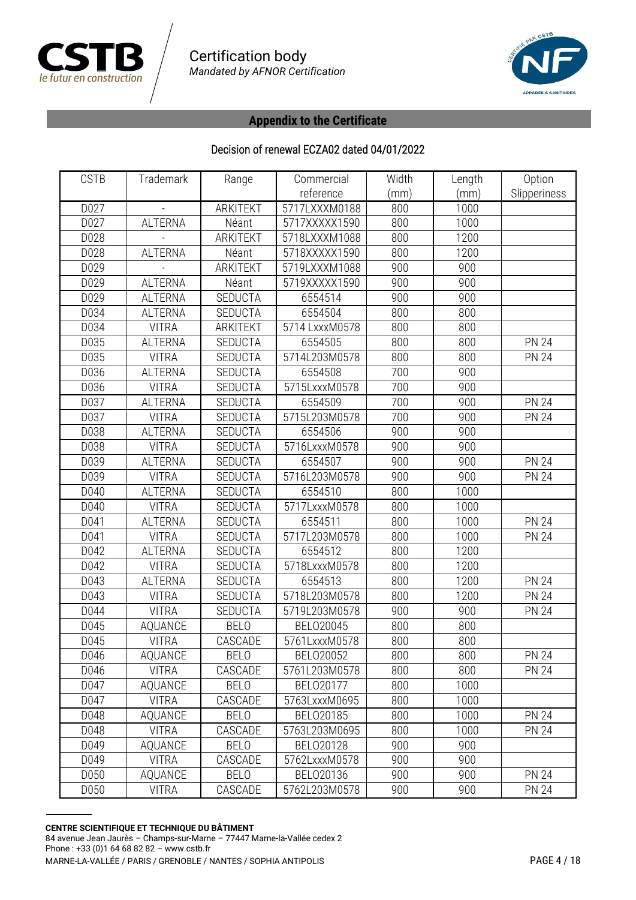## Appendix to the Certificate

### Decision of renewal ECZA02 dated 04/01/2022

| CSTB | Trademark | Range | Commercial reference | Width (mm) | Length (mm) | Option Slipperiness |
|---|---|---|---|---|---|---|
| D027 | - | ARKITEKT | 5717LXXXM0188 | 800 | 1000 | |
| D027 | ALTERNA | Néant | 5717XXXXX1590 | 800 | 1000 | |
| D028 | - | ARKITEKT | 5718LXXXM1088 | 800 | 1200 | |
| D028 | ALTERNA | Néant | 5718XXXXX1590 | 800 | 1200 | |
| D029 | - | ARKITEKT | 5719LXXXM1088 | 900 | 900 | |
| D029 | ALTERNA | Néant | 5719XXXXX1590 | 900 | 900 | |
| D029 | ALTERNA | SEDUCTA | 6554514 | 900 | 900 | |
| D034 | ALTERNA | SEDUCTA | 6554504 | 800 | 800 | |
| D034 | VITRA | ARKITEKT | 5714 LxxxM0578 | 800 | 800 | |
| D035 | ALTERNA | SEDUCTA | 6554505 | 800 | 800 | PN 24 |
| D035 | VITRA | SEDUCTA | 5714L203M0578 | 800 | 800 | PN 24 |
| D036 | ALTERNA | SEDUCTA | 6554508 | 700 | 900 | |
| D036 | VITRA | SEDUCTA | 5715LxxxM0578 | 700 | 900 | |
| D037 | ALTERNA | SEDUCTA | 6554509 | 700 | 900 | PN 24 |
| D037 | VITRA | SEDUCTA | 5715L203M0578 | 700 | 900 | PN 24 |
| D038 | ALTERNA | SEDUCTA | 6554506 | 900 | 900 | |
| D038 | VITRA | SEDUCTA | 5716LxxxM0578 | 900 | 900 | |
| D039 | ALTERNA | SEDUCTA | 6554507 | 900 | 900 | PN 24 |
| D039 | VITRA | SEDUCTA | 5716L203M0578 | 900 | 900 | PN 24 |
| D040 | ALTERNA | SEDUCTA | 6554510 | 800 | 1000 | |
| D040 | VITRA | SEDUCTA | 5717LxxxM0578 | 800 | 1000 | |
| D041 | ALTERNA | SEDUCTA | 6554511 | 800 | 1000 | PN 24 |
| D041 | VITRA | SEDUCTA | 5717L203M0578 | 800 | 1000 | PN 24 |
| D042 | ALTERNA | SEDUCTA | 6554512 | 800 | 1200 | |
| D042 | VITRA | SEDUCTA | 5718LxxxM0578 | 800 | 1200 | |
| D043 | ALTERNA | SEDUCTA | 6554513 | 800 | 1200 | PN 24 |
| D043 | VITRA | SEDUCTA | 5718L203M0578 | 800 | 1200 | PN 24 |
| D044 | VITRA | SEDUCTA | 5719L203M0578 | 900 | 900 | PN 24 |
| D045 | AQUANCE | BELO | BELO20045 | 800 | 800 | |
| D045 | VITRA | CASCADE | 5761LxxxM0578 | 800 | 800 | |
| D046 | AQUANCE | BELO | BELO20052 | 800 | 800 | PN 24 |
| D046 | VITRA | CASCADE | 5761L203M0578 | 800 | 800 | PN 24 |
| D047 | AQUANCE | BELO | BELO20177 | 800 | 1000 | |
| D047 | VITRA | CASCADE | 5763LxxxM0695 | 800 | 1000 | |
| D048 | AQUANCE | BELO | BELO20185 | 800 | 1000 | PN 24 |
| D048 | VITRA | CASCADE | 5763L203M0695 | 800 | 1000 | PN 24 |
| D049 | AQUANCE | BELO | BELO20128 | 900 | 900 | |
| D049 | VITRA | CASCADE | 5762LxxxM0578 | 900 | 900 | |
| D050 | AQUANCE | BELO | BELO20136 | 900 | 900 | PN 24 |
| D050 | VITRA | CASCADE | 5762L203M0578 | 900 | 900 | PN 24 |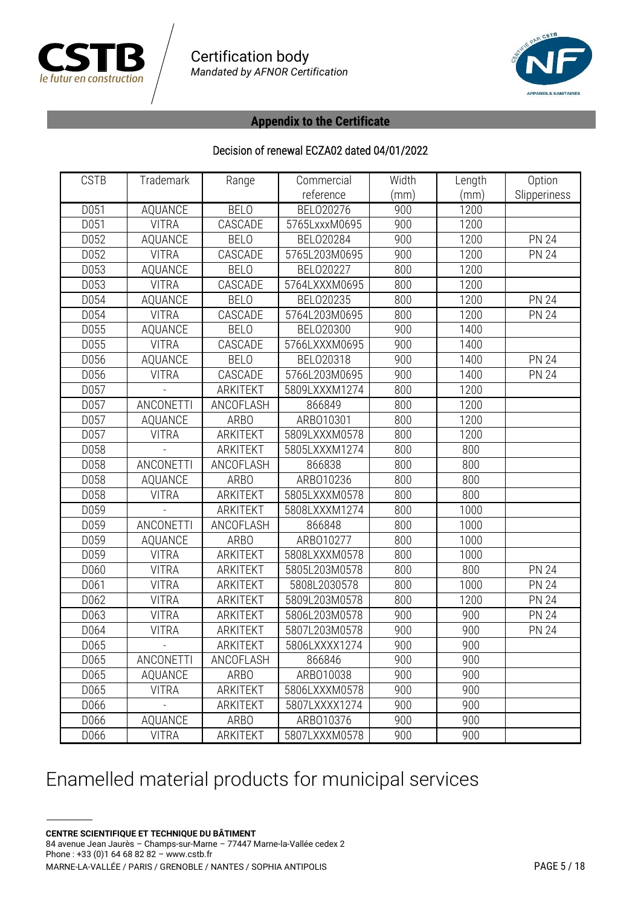## Appendix to the Certificate

Decision of renewal ECZA02 dated 04/01/2022

| CSTB | Trademark | Range | Commercial reference | Width (mm) | Length (mm) | Option Slipperiness |
|---|---|---|---|---|---|---|
| D051 | AQUANCE | BELO | BELO20276 | 900 | 1200 | |
| D051 | VITRA | CASCADE | 5765LxxxM0695 | 900 | 1200 | |
| D052 | AQUANCE | BELO | BELO20284 | 900 | 1200 | PN 24 |
| D052 | VITRA | CASCADE | 5765L203M0695 | 900 | 1200 | PN 24 |
| D053 | AQUANCE | BELO | BELO20227 | 800 | 1200 | |
| D053 | VITRA | CASCADE | 5764LXXXM0695 | 800 | 1200 | |
| D054 | AQUANCE | BELO | BELO20235 | 800 | 1200 | PN 24 |
| D054 | VITRA | CASCADE | 5764L203M0695 | 800 | 1200 | PN 24 |
| D055 | AQUANCE | BELO | BELO20300 | 900 | 1400 | |
| D055 | VITRA | CASCADE | 5766LXXXM0695 | 900 | 1400 | |
| D056 | AQUANCE | BELO | BELO20318 | 900 | 1400 | PN 24 |
| D056 | VITRA | CASCADE | 5766L203M0695 | 900 | 1400 | PN 24 |
| D057 | - | ARKITEKT | 5809LXXXM1274 | 800 | 1200 | |
| D057 | ANCONETTI | ANCOFLASH | 866849 | 800 | 1200 | |
| D057 | AQUANCE | ARBO | ARBO10301 | 800 | 1200 | |
| D057 | VITRA | ARKITEKT | 5809LXXXM0578 | 800 | 1200 | |
| D058 | - | ARKITEKT | 5805LXXXM1274 | 800 | 800 | |
| D058 | ANCONETTI | ANCOFLASH | 866838 | 800 | 800 | |
| D058 | AQUANCE | ARBO | ARBO10236 | 800 | 800 | |
| D058 | VITRA | ARKITEKT | 5805LXXXM0578 | 800 | 800 | |
| D059 | - | ARKITEKT | 5808LXXXM1274 | 800 | 1000 | |
| D059 | ANCONETTI | ANCOFLASH | 866848 | 800 | 1000 | |
| D059 | AQUANCE | ARBO | ARBO10277 | 800 | 1000 | |
| D059 | VITRA | ARKITEKT | 5808LXXXM0578 | 800 | 1000 | |
| D060 | VITRA | ARKITEKT | 5805L203M0578 | 800 | 800 | PN 24 |
| D061 | VITRA | ARKITEKT | 5808L2030578 | 800 | 1000 | PN 24 |
| D062 | VITRA | ARKITEKT | 5809L203M0578 | 800 | 1200 | PN 24 |
| D063 | VITRA | ARKITEKT | 5806L203M0578 | 900 | 900 | PN 24 |
| D064 | VITRA | ARKITEKT | 5807L203M0578 | 900 | 900 | PN 24 |
| D065 | - | ARKITEKT | 5806LXXXX1274 | 900 | 900 | |
| D065 | ANCONETTI | ANCOFLASH | 866846 | 900 | 900 | |
| D065 | AQUANCE | ARBO | ARBO10038 | 900 | 900 | |
| D065 | VITRA | ARKITEKT | 5806LXXXM0578 | 900 | 900 | |
| D066 | - | ARKITEKT | 5807LXXXX1274 | 900 | 900 | |
| D066 | AQUANCE | ARBO | ARBO10376 | 900 | 900 | |
| D066 | VITRA | ARKITEKT | 5807LXXXM0578 | 900 | 900 | |

# Enamelled material products for municipal services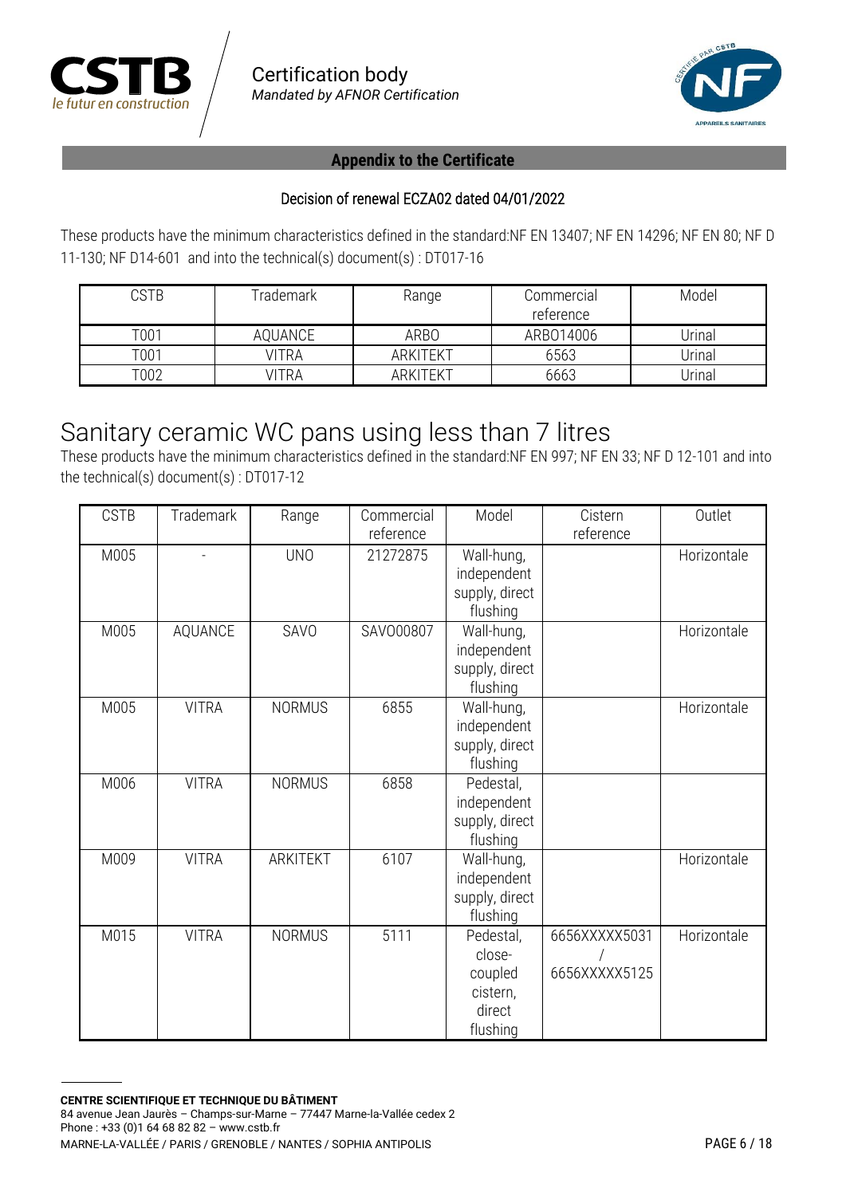**Appendix to the Certificate**

Decision of renewal ECZA02 dated 04/01/2022

These products have the minimum characteristics defined in the standard:NF EN 13407; NF EN 14296; NF EN 80; NF D 11-130; NF D14-601 and into the technical(s) document(s) : DT017-16

| CSTB | Trademark | Range | Commercial reference | Model |
|---|---|---|---|---|
| T001 | AQUANCE | ARBO | ARBO14006 | Urinal |
| T001 | VITRA | ARKITEKT | 6563 | Urinal |
| T002 | VITRA | ARKITEKT | 6663 | Urinal |

# Sanitary ceramic WC pans using less than 7 litres

These products have the minimum characteristics defined in the standard:NF EN 997; NF EN 33; NF D 12-101 and into the technical(s) document(s) : DT017-12

| CSTB | Trademark | Range | Commercial reference | Model | Cistern reference | Outlet |
|---|---|---|---|---|---|---|
| M005 | - | UNO | 21272875 | Wall-hung, independent supply, direct flushing | | Horizontale |
| M005 | AQUANCE | SAVO | SAVO00807 | Wall-hung, independent supply, direct flushing | | Horizontale |
| M005 | VITRA | NORMUS | 6855 | Wall-hung, independent supply, direct flushing | | Horizontale |
| M006 | VITRA | NORMUS | 6858 | Pedestal, independent supply, direct flushing | | |
| M009 | VITRA | ARKITEKT | 6107 | Wall-hung, independent supply, direct flushing | | Horizontale |
| M015 | VITRA | NORMUS | 5111 | Pedestal, close-coupled cistern, direct flushing | 6656XXXXX5031 / 6656XXXXX5125 | Horizontale |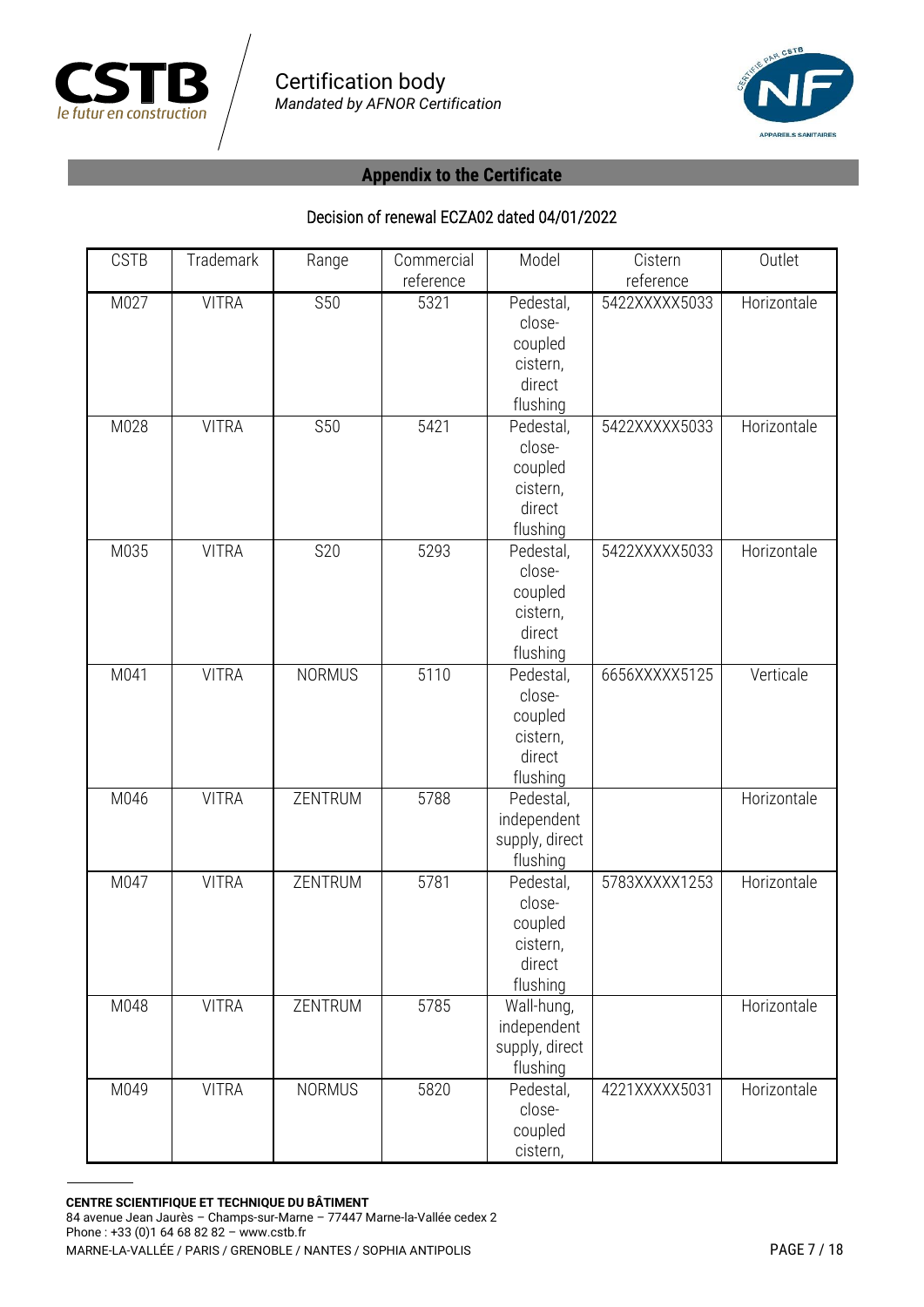Certification body
*Mandated by AFNOR Certification*

## Appendix to the Certificate

Decision of renewal ECZA02 dated 04/01/2022

| CSTB | Trademark | Range | Commercial reference | Model | Cistern reference | Outlet |
|---|---|---|---|---|---|---|
| M027 | VITRA | S50 | 5321 | Pedestal, close-coupled cistern, direct flushing | 5422XXXXX5033 | Horizontale |
| M028 | VITRA | S50 | 5421 | Pedestal, close-coupled cistern, direct flushing | 5422XXXXX5033 | Horizontale |
| M035 | VITRA | S20 | 5293 | Pedestal, close-coupled cistern, direct flushing | 5422XXXXX5033 | Horizontale |
| M041 | VITRA | NORMUS | 5110 | Pedestal, close-coupled cistern, direct flushing | 6656XXXXX5125 | Verticale |
| M046 | VITRA | ZENTRUM | 5788 | Pedestal, independent supply, direct flushing | | Horizontale |
| M047 | VITRA | ZENTRUM | 5781 | Pedestal, close-coupled cistern, direct flushing | 5783XXXXX1253 | Horizontale |
| M048 | VITRA | ZENTRUM | 5785 | Wall-hung, independent supply, direct flushing | | Horizontale |
| M049 | VITRA | NORMUS | 5820 | Pedestal, close-coupled cistern, | 4221XXXXX5031 | Horizontale |

**CENTRE SCIENTIFIQUE ET TECHNIQUE DU BÂTIMENT**
84 avenue Jean Jaurès – Champs-sur-Marne – 77447 Marne-la-Vallée cedex 2
Phone : +33 (0)1 64 68 82 82 – www.cstb.fr
MARNE-LA-VALLÉE / PARIS / GRENOBLE / NANTES / SOPHIA ANTIPOLIS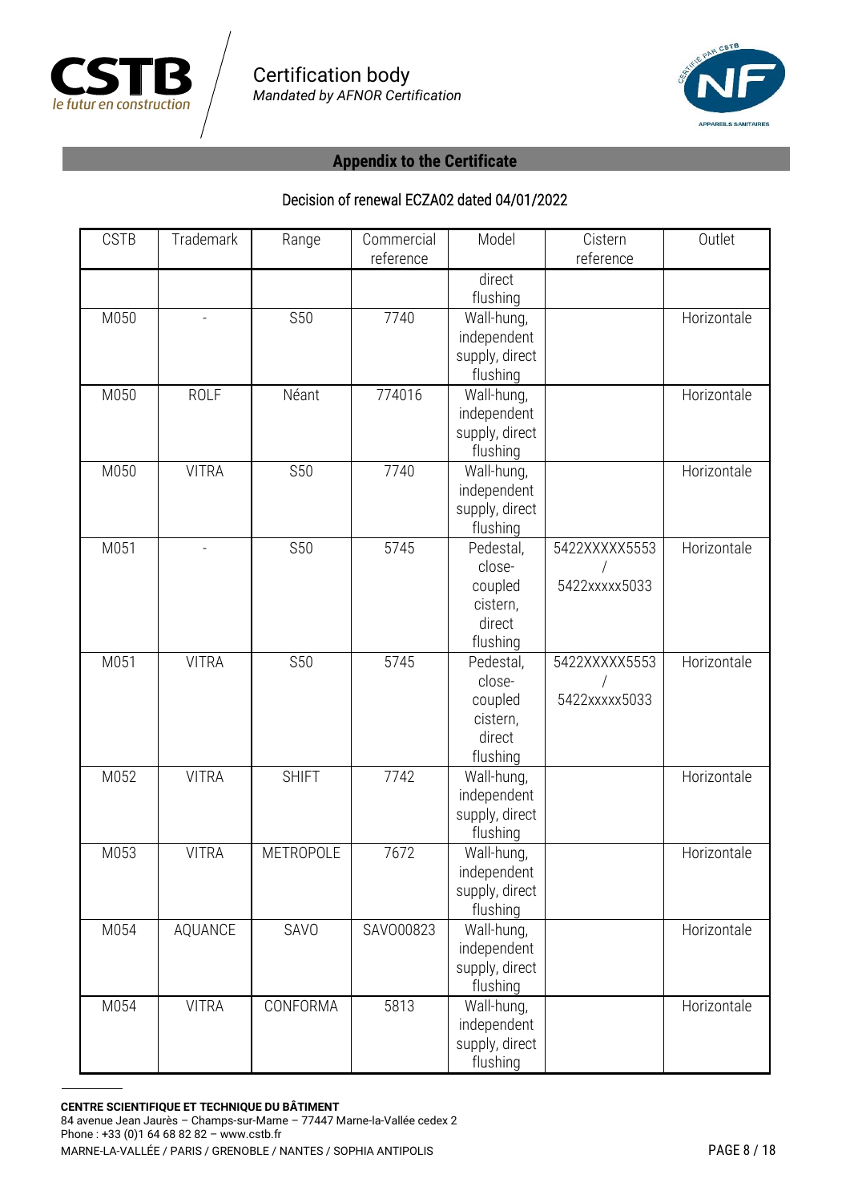Certification body
*Mandated by AFNOR Certification*

## Appendix to the Certificate

### Decision of renewal ECZA02 dated 04/01/2022

| CSTB | Trademark | Range | Commercial reference | Model | Cistern reference | Outlet |
|---|---|---|---|---|---|---|
| | | | | direct flushing | | |
| M050 | - | S50 | 7740 | Wall-hung, independent supply, direct flushing | | Horizontale |
| M050 | ROLF | Néant | 774016 | Wall-hung, independent supply, direct flushing | | Horizontale |
| M050 | VITRA | S50 | 7740 | Wall-hung, independent supply, direct flushing | | Horizontale |
| M051 | - | S50 | 5745 | Pedestal, close-coupled cistern, direct flushing | 5422XXXXX5553 / 5422xxxxx5033 | Horizontale |
| M051 | VITRA | S50 | 5745 | Pedestal, close-coupled cistern, direct flushing | 5422XXXXX5553 / 5422xxxxx5033 | Horizontale |
| M052 | VITRA | SHIFT | 7742 | Wall-hung, independent supply, direct flushing | | Horizontale |
| M053 | VITRA | METROPOLE | 7672 | Wall-hung, independent supply, direct flushing | | Horizontale |
| M054 | AQUANCE | SAVO | SAVO00823 | Wall-hung, independent supply, direct flushing | | Horizontale |
| M054 | VITRA | CONFORMA | 5813 | Wall-hung, independent supply, direct flushing | | Horizontale |

**CENTRE SCIENTIFIQUE ET TECHNIQUE DU BÂTIMENT**
84 avenue Jean Jaurès – Champs-sur-Marne – 77447 Marne-la-Vallée cedex 2
Phone : +33 (0)1 64 68 82 82 – www.cstb.fr
MARNE-LA-VALLÉE / PARIS / GRENOBLE / NANTES / SOPHIA ANTIPOLIS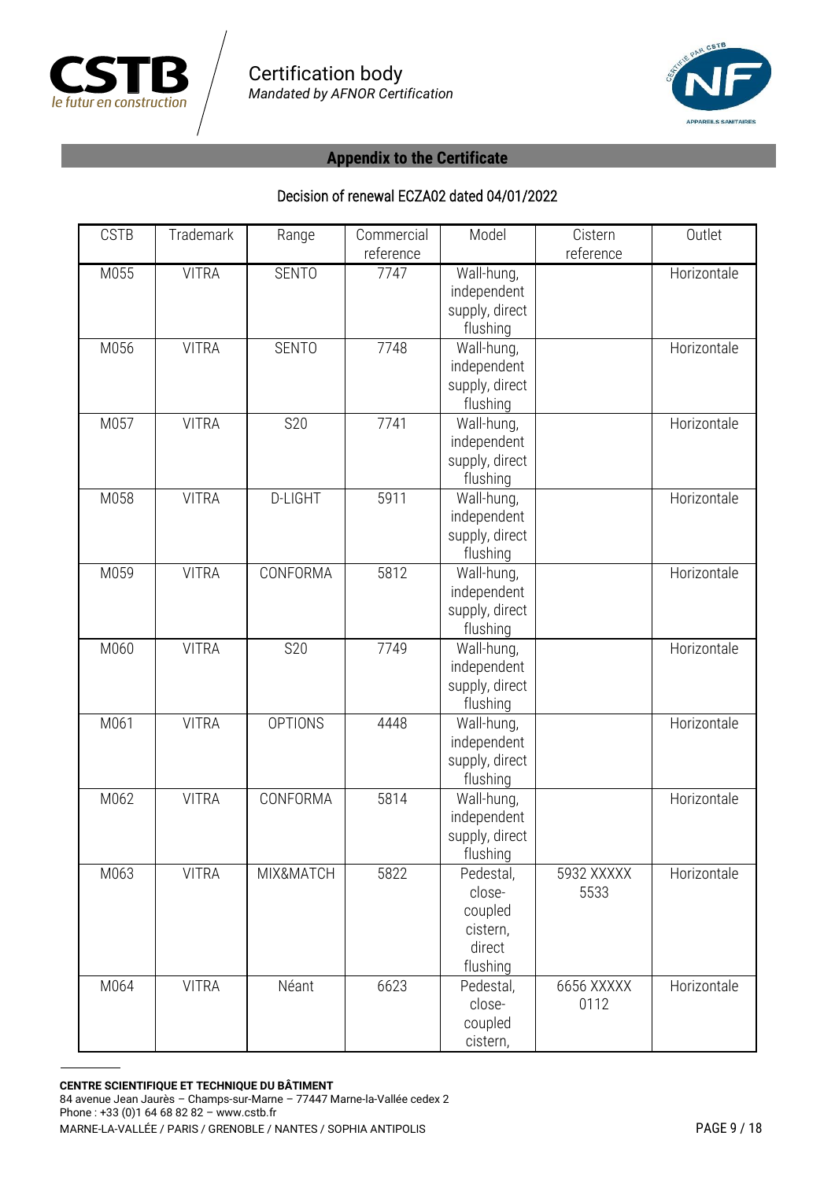## Appendix to the Certificate

Decision of renewal ECZA02 dated 04/01/2022

| CSTB | Trademark | Range | Commercial reference | Model | Cistern reference | Outlet |
|---|---|---|---|---|---|---|
| M055 | VITRA | SENTO | 7747 | Wall-hung, independent supply, direct flushing | | Horizontale |
| M056 | VITRA | SENTO | 7748 | Wall-hung, independent supply, direct flushing | | Horizontale |
| M057 | VITRA | S20 | 7741 | Wall-hung, independent supply, direct flushing | | Horizontale |
| M058 | VITRA | D-LIGHT | 5911 | Wall-hung, independent supply, direct flushing | | Horizontale |
| M059 | VITRA | CONFORMA | 5812 | Wall-hung, independent supply, direct flushing | | Horizontale |
| M060 | VITRA | S20 | 7749 | Wall-hung, independent supply, direct flushing | | Horizontale |
| M061 | VITRA | OPTIONS | 4448 | Wall-hung, independent supply, direct flushing | | Horizontale |
| M062 | VITRA | CONFORMA | 5814 | Wall-hung, independent supply, direct flushing | | Horizontale |
| M063 | VITRA | MIX&MATCH | 5822 | Pedestal, close-coupled cistern, direct flushing | 5932 XXXXX 5533 | Horizontale |
| M064 | VITRA | Néant | 6623 | Pedestal, close-coupled cistern, | 6656 XXXXX 0112 | Horizontale |

**CENTRE SCIENTIFIQUE ET TECHNIQUE DU BÂTIMENT**
84 avenue Jean Jaurès – Champs-sur-Marne – 77447 Marne-la-Vallée cedex 2
Phone : +33 (0)1 64 68 82 82 – www.cstb.fr
MARNE-LA-VALLÉE / PARIS / GRENOBLE / NANTES / SOPHIA ANTIPOLIS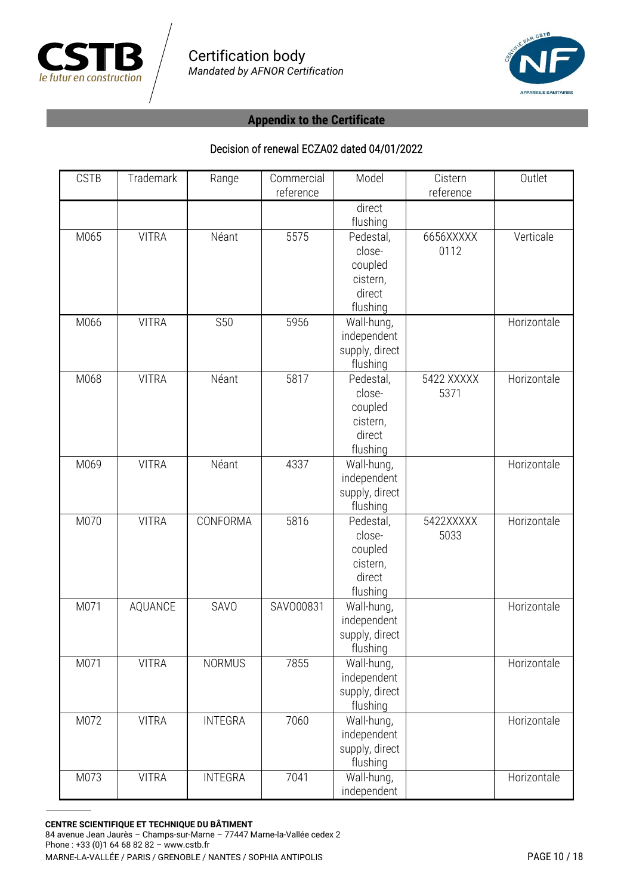## Appendix to the Certificate

### Decision of renewal ECZA02 dated 04/01/2022

| CSTB | Trademark | Range | Commercial reference | Model | Cistern reference | Outlet |
|---|---|---|---|---|---|---|
| | | | | direct flushing | | |
| M065 | VITRA | Néant | 5575 | Pedestal, close-coupled cistern, direct flushing | 6656XXXXX 0112 | Verticale |
| M066 | VITRA | S50 | 5956 | Wall-hung, independent supply, direct flushing | | Horizontale |
| M068 | VITRA | Néant | 5817 | Pedestal, close-coupled cistern, direct flushing | 5422 XXXXX 5371 | Horizontale |
| M069 | VITRA | Néant | 4337 | Wall-hung, independent supply, direct flushing | | Horizontale |
| M070 | VITRA | CONFORMA | 5816 | Pedestal, close-coupled cistern, direct flushing | 5422XXXXX 5033 | Horizontale |
| M071 | AQUANCE | SAVO | SAVO00831 | Wall-hung, independent supply, direct flushing | | Horizontale |
| M071 | VITRA | NORMUS | 7855 | Wall-hung, independent supply, direct flushing | | Horizontale |
| M072 | VITRA | INTEGRA | 7060 | Wall-hung, independent supply, direct flushing | | Horizontale |
| M073 | VITRA | INTEGRA | 7041 | Wall-hung, independent | | Horizontale |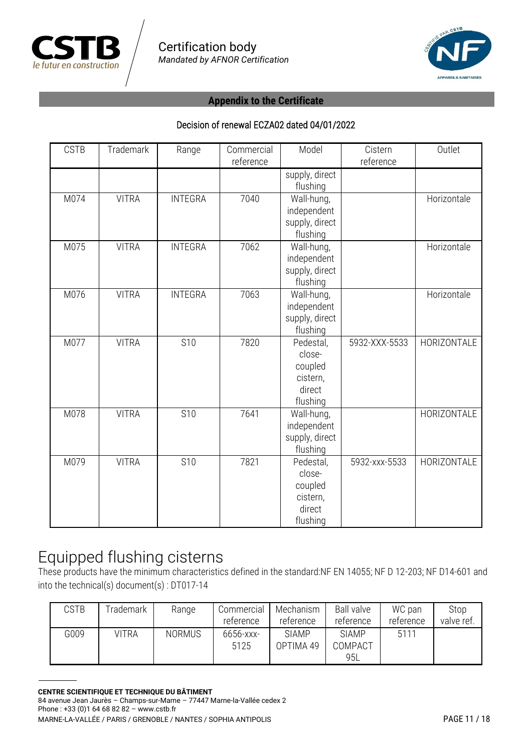Certification body
*Mandated by AFNOR Certification*

**Appendix to the Certificate**

Decision of renewal ECZA02 dated 04/01/2022

| CSTB | Trademark | Range | Commercial reference | Model | Cistern reference | Outlet |
|---|---|---|---|---|---|---|
| | | | | supply, direct flushing | | |
| M074 | VITRA | INTEGRA | 7040 | Wall-hung, independent supply, direct flushing | | Horizontale |
| M075 | VITRA | INTEGRA | 7062 | Wall-hung, independent supply, direct flushing | | Horizontale |
| M076 | VITRA | INTEGRA | 7063 | Wall-hung, independent supply, direct flushing | | Horizontale |
| M077 | VITRA | S10 | 7820 | Pedestal, close-coupled cistern, direct flushing | 5932-XXX-5533 | HORIZONTALE |
| M078 | VITRA | S10 | 7641 | Wall-hung, independent supply, direct flushing | | HORIZONTALE |
| M079 | VITRA | S10 | 7821 | Pedestal, close-coupled cistern, direct flushing | 5932-xxx-5533 | HORIZONTALE |

# Equipped flushing cisterns

These products have the minimum characteristics defined in the standard:NF EN 14055; NF D 12-203; NF D14-601 and into the technical(s) document(s) : DT017-14

| CSTB | Trademark | Range | Commercial reference | Mechanism reference | Ball valve reference | WC pan reference | Stop valve ref. |
|---|---|---|---|---|---|---|---|
| G009 | VITRA | NORMUS | 6656-xxx-5125 | SIAMP OPTIMA 49 | SIAMP COMPACT 95L | 5111 | |

**CENTRE SCIENTIFIQUE ET TECHNIQUE DU BÂTIMENT**
84 avenue Jean Jaurès – Champs-sur-Marne – 77447 Marne-la-Vallée cedex 2
Phone : +33 (0)1 64 68 82 82 – www.cstb.fr
MARNE-LA-VALLÉE / PARIS / GRENOBLE / NANTES / SOPHIA ANTIPOLIS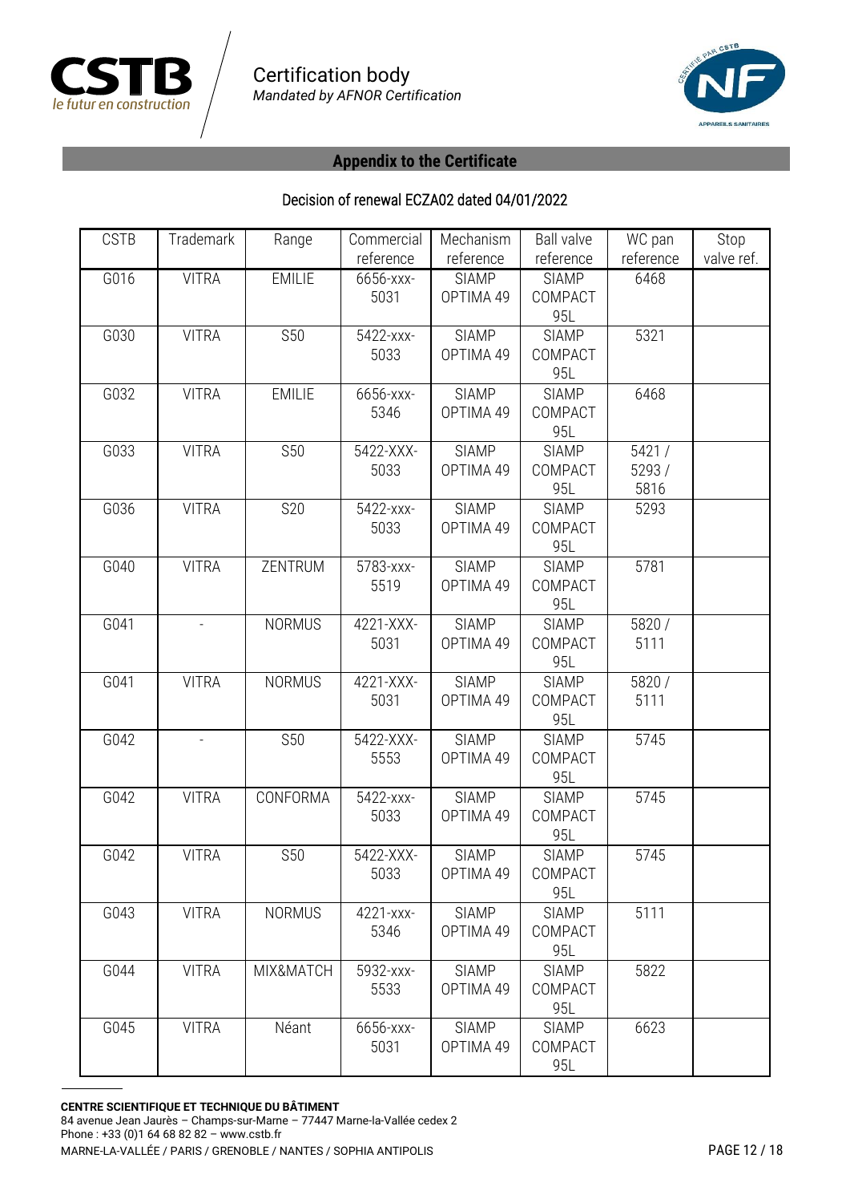CSTB
*le futur en construction*

Certification body
*Mandated by AFNOR Certification*

## Appendix to the Certificate

### Decision of renewal ECZA02 dated 04/01/2022

| CSTB | Trademark | Range | Commercial reference | Mechanism reference | Ball valve reference | WC pan reference | Stop valve ref. |
|---|---|---|---|---|---|---|---|
| G016 | VITRA | EMILIE | 6656-xxx-5031 | SIAMP OPTIMA 49 | SIAMP COMPACT 95L | 6468 | |
| G030 | VITRA | S50 | 5422-xxx-5033 | SIAMP OPTIMA 49 | SIAMP COMPACT 95L | 5321 | |
| G032 | VITRA | EMILIE | 6656-xxx-5346 | SIAMP OPTIMA 49 | SIAMP COMPACT 95L | 6468 | |
| G033 | VITRA | S50 | 5422-XXX-5033 | SIAMP OPTIMA 49 | SIAMP COMPACT 95L | 5421 / 5293 / 5816 | |
| G036 | VITRA | S20 | 5422-xxx-5033 | SIAMP OPTIMA 49 | SIAMP COMPACT 95L | 5293 | |
| G040 | VITRA | ZENTRUM | 5783-xxx-5519 | SIAMP OPTIMA 49 | SIAMP COMPACT 95L | 5781 | |
| G041 | - | NORMUS | 4221-XXX-5031 | SIAMP OPTIMA 49 | SIAMP COMPACT 95L | 5820 / 5111 | |
| G041 | VITRA | NORMUS | 4221-XXX-5031 | SIAMP OPTIMA 49 | SIAMP COMPACT 95L | 5820 / 5111 | |
| G042 | - | S50 | 5422-XXX-5553 | SIAMP OPTIMA 49 | SIAMP COMPACT 95L | 5745 | |
| G042 | VITRA | CONFORMA | 5422-xxx-5033 | SIAMP OPTIMA 49 | SIAMP COMPACT 95L | 5745 | |
| G042 | VITRA | S50 | 5422-XXX-5033 | SIAMP OPTIMA 49 | SIAMP COMPACT 95L | 5745 | |
| G043 | VITRA | NORMUS | 4221-xxx-5346 | SIAMP OPTIMA 49 | SIAMP COMPACT 95L | 5111 | |
| G044 | VITRA | MIX&MATCH | 5932-xxx-5533 | SIAMP OPTIMA 49 | SIAMP COMPACT 95L | 5822 | |
| G045 | VITRA | Néant | 6656-xxx-5031 | SIAMP OPTIMA 49 | SIAMP COMPACT 95L | 6623 | |

**CENTRE SCIENTIFIQUE ET TECHNIQUE DU BÂTIMENT**
84 avenue Jean Jaurès – Champs-sur-Marne – 77447 Marne-la-Vallée cedex 2
Phone : +33 (0)1 64 68 82 82 – www.cstb.fr
MARNE-LA-VALLÉE / PARIS / GRENOBLE / NANTES / SOPHIA ANTIPOLIS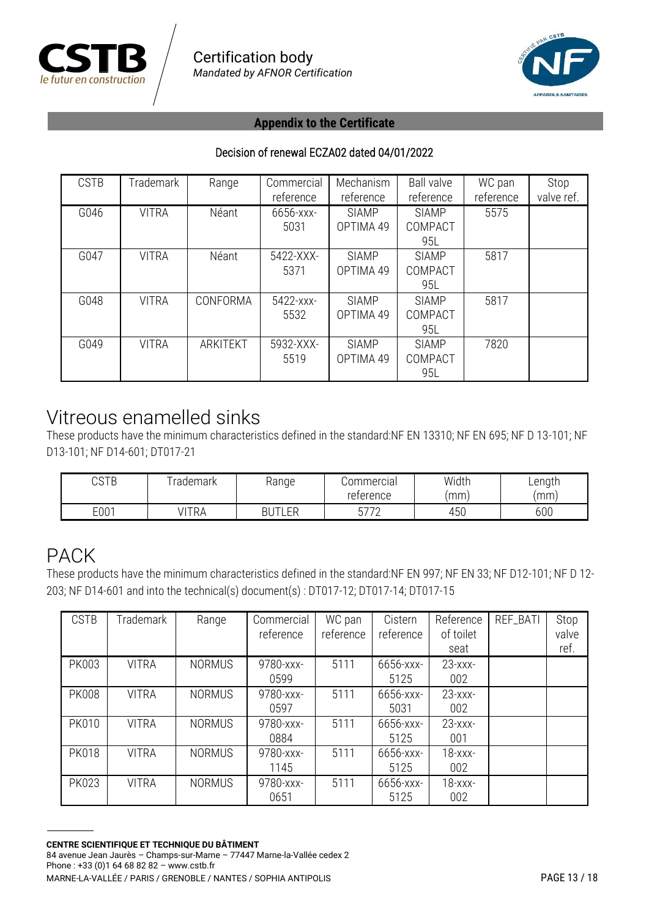**Appendix to the Certificate**

Decision of renewal ECZA02 dated 04/01/2022

| CSTB | Trademark | Range | Commercial reference | Mechanism reference | Ball valve reference | WC pan reference | Stop valve ref. |
|---|---|---|---|---|---|---|---|
| G046 | VITRA | Néant | 6656-xxx-5031 | SIAMP OPTIMA 49 | SIAMP COMPACT 95L | 5575 | |
| G047 | VITRA | Néant | 5422-XXX-5371 | SIAMP OPTIMA 49 | SIAMP COMPACT 95L | 5817 | |
| G048 | VITRA | CONFORMA | 5422-xxx-5532 | SIAMP OPTIMA 49 | SIAMP COMPACT 95L | 5817 | |
| G049 | VITRA | ARKITEKT | 5932-XXX-5519 | SIAMP OPTIMA 49 | SIAMP COMPACT 95L | 7820 | |

# Vitreous enamelled sinks

These products have the minimum characteristics defined in the standard:NF EN 13310; NF EN 695; NF D 13-101; NF D13-101; NF D14-601; DT017-21

| CSTB | Trademark | Range | Commercial reference | Width (mm) | Length (mm) |
|---|---|---|---|---|---|
| E001 | VITRA | BUTLER | 5772 | 450 | 600 |

# PACK

These products have the minimum characteristics defined in the standard:NF EN 997; NF EN 33; NF D12-101; NF D 12-203; NF D14-601 and into the technical(s) document(s) : DT017-12; DT017-14; DT017-15

| CSTB | Trademark | Range | Commercial reference | WC pan reference | Cistern reference | Reference of toilet seat | REF_BATI | Stop valve ref. |
|---|---|---|---|---|---|---|---|---|
| PK003 | VITRA | NORMUS | 9780-xxx-0599 | 5111 | 6656-xxx-5125 | 23-xxx-002 | | |
| PK008 | VITRA | NORMUS | 9780-xxx-0597 | 5111 | 6656-xxx-5031 | 23-xxx-002 | | |
| PK010 | VITRA | NORMUS | 9780-xxx-0884 | 5111 | 6656-xxx-5125 | 23-xxx-001 | | |
| PK018 | VITRA | NORMUS | 9780-xxx-1145 | 5111 | 6656-xxx-5125 | 18-xxx-002 | | |
| PK023 | VITRA | NORMUS | 9780-xxx-0651 | 5111 | 6656-xxx-5125 | 18-xxx-002 | | |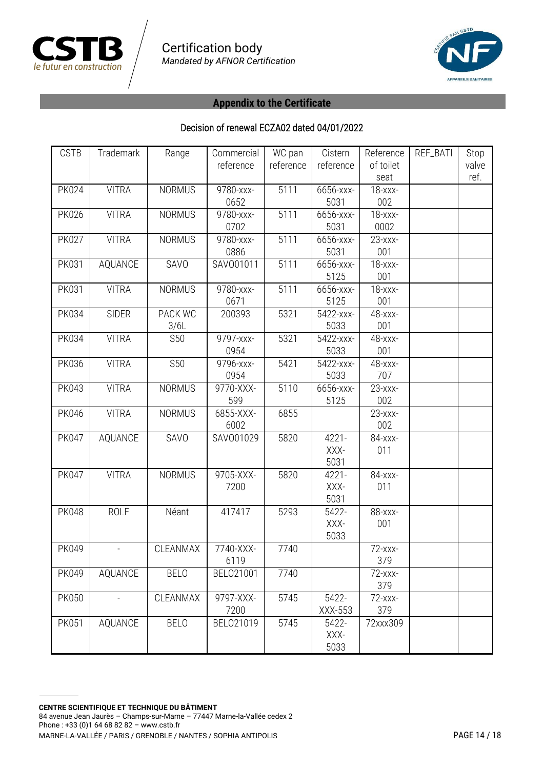Certification body
*Mandated by AFNOR Certification*

## Appendix to the Certificate

### Decision of renewal ECZA02 dated 04/01/2022

| CSTB | Trademark | Range | Commercial reference | WC pan reference | Cistern reference | Reference of toilet seat | REF_BATI | Stop valve ref. |
|---|---|---|---|---|---|---|---|---|
| PK024 | VITRA | NORMUS | 9780-xxx-0652 | 5111 | 6656-xxx-5031 | 18-xxx-002 | | |
| PK026 | VITRA | NORMUS | 9780-xxx-0702 | 5111 | 6656-xxx-5031 | 18-xxx-0002 | | |
| PK027 | VITRA | NORMUS | 9780-xxx-0886 | 5111 | 6656-xxx-5031 | 23-xxx-001 | | |
| PK031 | AQUANCE | SAVO | SAVO01011 | 5111 | 6656-xxx-5125 | 18-xxx-001 | | |
| PK031 | VITRA | NORMUS | 9780-xxx-0671 | 5111 | 6656-xxx-5125 | 18-xxx-001 | | |
| PK034 | SIDER | PACK WC 3/6L | 200393 | 5321 | 5422-xxx-5033 | 48-xxx-001 | | |
| PK034 | VITRA | S50 | 9797-xxx-0954 | 5321 | 5422-xxx-5033 | 48-xxx-001 | | |
| PK036 | VITRA | S50 | 9796-xxx-0954 | 5421 | 5422-xxx-5033 | 48-xxx-707 | | |
| PK043 | VITRA | NORMUS | 9770-XXX-599 | 5110 | 6656-xxx-5125 | 23-xxx-002 | | |
| PK046 | VITRA | NORMUS | 6855-XXX-6002 | 6855 | | 23-xxx-002 | | |
| PK047 | AQUANCE | SAVO | SAVO01029 | 5820 | 4221-XXX-5031 | 84-xxx-011 | | |
| PK047 | VITRA | NORMUS | 9705-XXX-7200 | 5820 | 4221-XXX-5031 | 84-xxx-011 | | |
| PK048 | ROLF | Néant | 417417 | 5293 | 5422-XXX-5033 | 88-xxx-001 | | |
| PK049 | - | CLEANMAX | 7740-XXX-6119 | 7740 | | 72-xxx-379 | | |
| PK049 | AQUANCE | BELO | BELO21001 | 7740 | | 72-xxx-379 | | |
| PK050 | - | CLEANMAX | 9797-XXX-7200 | 5745 | 5422-XXX-553 | 72-xxx-379 | | |
| PK051 | AQUANCE | BELO | BELO21019 | 5745 | 5422-XXX-5033 | 72xxx309 | | |

**CENTRE SCIENTIFIQUE ET TECHNIQUE DU BÂTIMENT**
84 avenue Jean Jaurès – Champs-sur-Marne – 77447 Marne-la-Vallée cedex 2
Phone : +33 (0)1 64 68 82 82 – www.cstb.fr
MARNE-LA-VALLÉE / PARIS / GRENOBLE / NANTES / SOPHIA ANTIPOLIS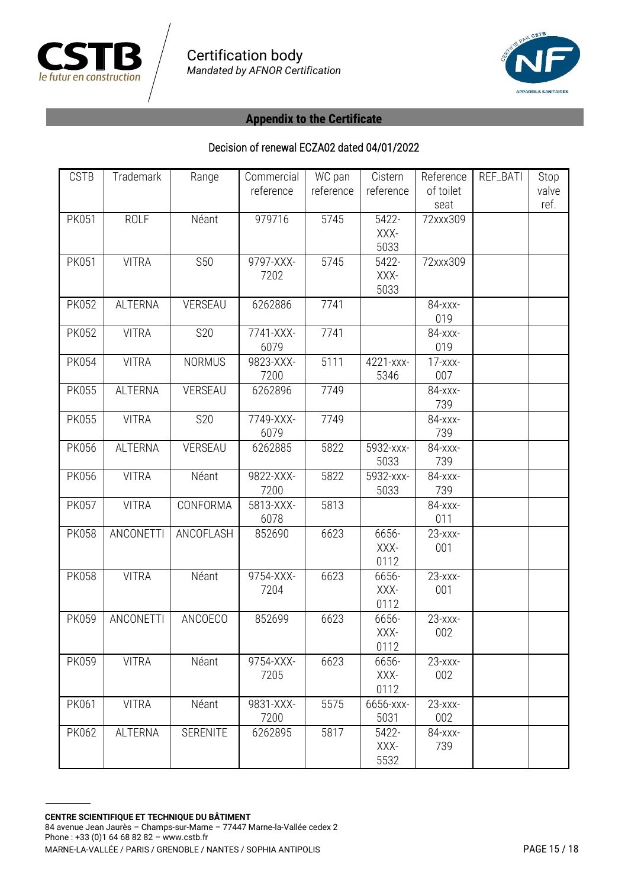## Appendix to the Certificate

### Decision of renewal ECZA02 dated 04/01/2022

| CSTB | Trademark | Range | Commercial reference | WC pan reference | Cistern reference | Reference of toilet seat | REF_BATI | Stop valve ref. |
|---|---|---|---|---|---|---|---|---|
| PK051 | ROLF | Néant | 979716 | 5745 | 5422-XXX-5033 | 72xxx309 | | |
| PK051 | VITRA | S50 | 9797-XXX-7202 | 5745 | 5422-XXX-5033 | 72xxx309 | | |
| PK052 | ALTERNA | VERSEAU | 6262886 | 7741 | | 84-xxx-019 | | |
| PK052 | VITRA | S20 | 7741-XXX-6079 | 7741 | | 84-xxx-019 | | |
| PK054 | VITRA | NORMUS | 9823-XXX-7200 | 5111 | 4221-xxx-5346 | 17-xxx-007 | | |
| PK055 | ALTERNA | VERSEAU | 6262896 | 7749 | | 84-xxx-739 | | |
| PK055 | VITRA | S20 | 7749-XXX-6079 | 7749 | | 84-xxx-739 | | |
| PK056 | ALTERNA | VERSEAU | 6262885 | 5822 | 5932-xxx-5033 | 84-xxx-739 | | |
| PK056 | VITRA | Néant | 9822-XXX-7200 | 5822 | 5932-xxx-5033 | 84-xxx-739 | | |
| PK057 | VITRA | CONFORMA | 5813-XXX-6078 | 5813 | | 84-xxx-011 | | |
| PK058 | ANCONETTI | ANCOFLASH | 852690 | 6623 | 6656-XXX-0112 | 23-xxx-001 | | |
| PK058 | VITRA | Néant | 9754-XXX-7204 | 6623 | 6656-XXX-0112 | 23-xxx-001 | | |
| PK059 | ANCONETTI | ANCOECO | 852699 | 6623 | 6656-XXX-0112 | 23-xxx-002 | | |
| PK059 | VITRA | Néant | 9754-XXX-7205 | 6623 | 6656-XXX-0112 | 23-xxx-002 | | |
| PK061 | VITRA | Néant | 9831-XXX-7200 | 5575 | 6656-xxx-5031 | 23-xxx-002 | | |
| PK062 | ALTERNA | SERENITE | 6262895 | 5817 | 5422-XXX-5532 | 84-xxx-739 | | |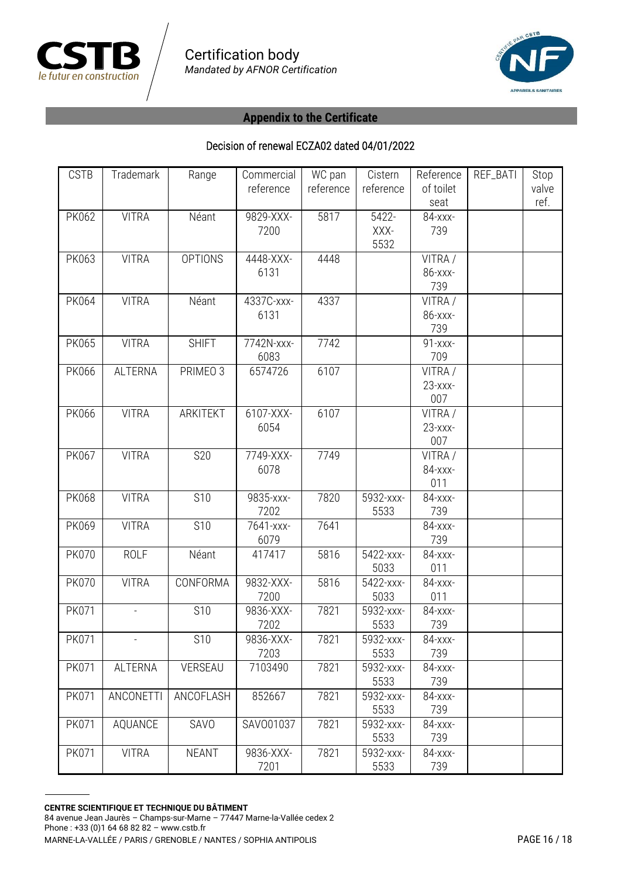Certification body
*Mandated by AFNOR Certification*

## Appendix to the Certificate

### Decision of renewal ECZA02 dated 04/01/2022

| CSTB | Trademark | Range | Commercial reference | WC pan reference | Cistern reference | Reference of toilet seat | REF_BATI | Stop valve ref. |
|---|---|---|---|---|---|---|---|---|
| PK062 | VITRA | Néant | 9829-XXX-7200 | 5817 | 5422-XXX-5532 | 84-xxx-739 | | |
| PK063 | VITRA | OPTIONS | 4448-XXX-6131 | 4448 | | VITRA / 86-xxx-739 | | |
| PK064 | VITRA | Néant | 4337C-xxx-6131 | 4337 | | VITRA / 86-xxx-739 | | |
| PK065 | VITRA | SHIFT | 7742N-xxx-6083 | 7742 | | 91-xxx-709 | | |
| PK066 | ALTERNA | PRIMEO 3 | 6574726 | 6107 | | VITRA / 23-xxx-007 | | |
| PK066 | VITRA | ARKITEKT | 6107-XXX-6054 | 6107 | | VITRA / 23-xxx-007 | | |
| PK067 | VITRA | S20 | 7749-XXX-6078 | 7749 | | VITRA / 84-xxx-011 | | |
| PK068 | VITRA | S10 | 9835-xxx-7202 | 7820 | 5932-xxx-5533 | 84-xxx-739 | | |
| PK069 | VITRA | S10 | 7641-xxx-6079 | 7641 | | 84-xxx-739 | | |
| PK070 | ROLF | Néant | 417417 | 5816 | 5422-xxx-5033 | 84-xxx-011 | | |
| PK070 | VITRA | CONFORMA | 9832-XXX-7200 | 5816 | 5422-xxx-5033 | 84-xxx-011 | | |
| PK071 | - | S10 | 9836-XXX-7202 | 7821 | 5932-xxx-5533 | 84-xxx-739 | | |
| PK071 | - | S10 | 9836-XXX-7203 | 7821 | 5932-xxx-5533 | 84-xxx-739 | | |
| PK071 | ALTERNA | VERSEAU | 7103490 | 7821 | 5932-xxx-5533 | 84-xxx-739 | | |
| PK071 | ANCONETTI | ANCOFLASH | 852667 | 7821 | 5932-xxx-5533 | 84-xxx-739 | | |
| PK071 | AQUANCE | SAVO | SAVO01037 | 7821 | 5932-xxx-5533 | 84-xxx-739 | | |
| PK071 | VITRA | NEANT | 9836-XXX-7201 | 7821 | 5932-xxx-5533 | 84-xxx-739 | | |

**CENTRE SCIENTIFIQUE ET TECHNIQUE DU BÂTIMENT**
84 avenue Jean Jaurès – Champs-sur-Marne – 77447 Marne-la-Vallée cedex 2
Phone : +33 (0)1 64 68 82 82 – www.cstb.fr
MARNE-LA-VALLÉE / PARIS / GRENOBLE / NANTES / SOPHIA ANTIPOLIS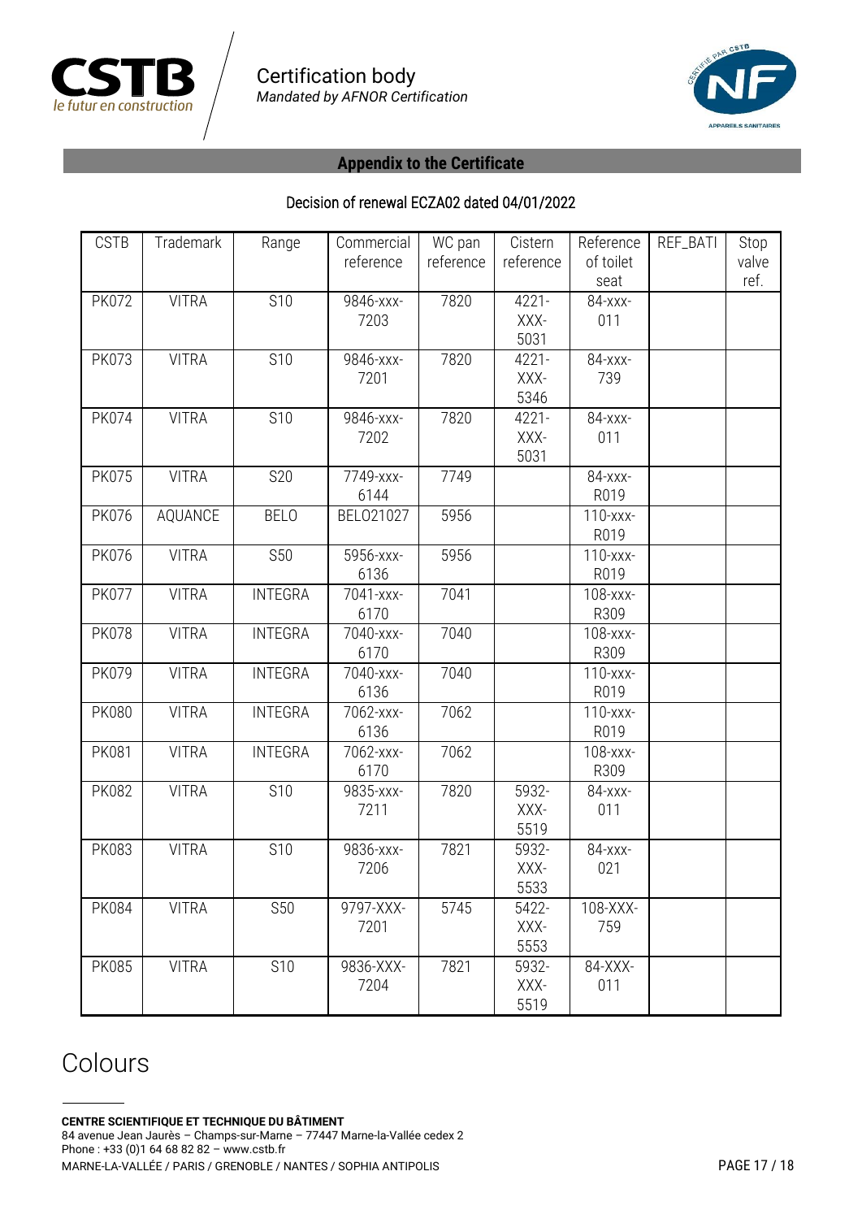Certification body
*Mandated by AFNOR Certification*

## Appendix to the Certificate

Decision of renewal ECZA02 dated 04/01/2022

| CSTB | Trademark | Range | Commercial reference | WC pan reference | Cistern reference | Reference of toilet seat | REF_BATI | Stop valve ref. |
|---|---|---|---|---|---|---|---|---|
| PK072 | VITRA | S10 | 9846-xxx-7203 | 7820 | 4221-XXX-5031 | 84-xxx-011 | | |
| PK073 | VITRA | S10 | 9846-xxx-7201 | 7820 | 4221-XXX-5346 | 84-xxx-739 | | |
| PK074 | VITRA | S10 | 9846-xxx-7202 | 7820 | 4221-XXX-5031 | 84-xxx-011 | | |
| PK075 | VITRA | S20 | 7749-xxx-6144 | 7749 | | 84-xxx-R019 | | |
| PK076 | AQUANCE | BELO | BELO21027 | 5956 | | 110-xxx-R019 | | |
| PK076 | VITRA | S50 | 5956-xxx-6136 | 5956 | | 110-xxx-R019 | | |
| PK077 | VITRA | INTEGRA | 7041-xxx-6170 | 7041 | | 108-xxx-R309 | | |
| PK078 | VITRA | INTEGRA | 7040-xxx-6170 | 7040 | | 108-xxx-R309 | | |
| PK079 | VITRA | INTEGRA | 7040-xxx-6136 | 7040 | | 110-xxx-R019 | | |
| PK080 | VITRA | INTEGRA | 7062-xxx-6136 | 7062 | | 110-xxx-R019 | | |
| PK081 | VITRA | INTEGRA | 7062-xxx-6170 | 7062 | | 108-xxx-R309 | | |
| PK082 | VITRA | S10 | 9835-xxx-7211 | 7820 | 5932-XXX-5519 | 84-xxx-011 | | |
| PK083 | VITRA | S10 | 9836-xxx-7206 | 7821 | 5932-XXX-5533 | 84-xxx-021 | | |
| PK084 | VITRA | S50 | 9797-XXX-7201 | 5745 | 5422-XXX-5553 | 108-XXX-759 | | |
| PK085 | VITRA | S10 | 9836-XXX-7204 | 7821 | 5932-XXX-5519 | 84-XXX-011 | | |

# Colours

**CENTRE SCIENTIFIQUE ET TECHNIQUE DU BÂTIMENT**
84 avenue Jean Jaurès – Champs-sur-Marne – 77447 Marne-la-Vallée cedex 2
Phone : +33 (0)1 64 68 82 82 – www.cstb.fr
MARNE-LA-VALLÉE / PARIS / GRENOBLE / NANTES / SOPHIA ANTIPOLIS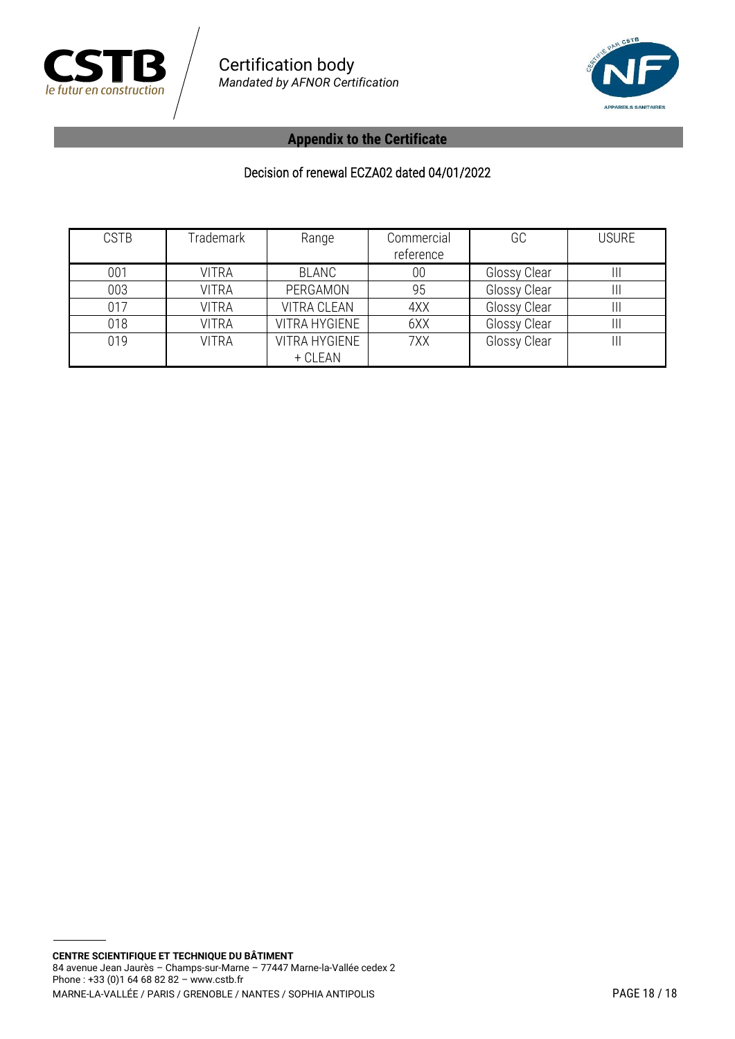Certification body
*Mandated by AFNOR Certification*

## Appendix to the Certificate

Decision of renewal ECZA02 dated 04/01/2022

| CSTB | Trademark | Range | Commercial reference | GC | USURE |
|---|---|---|---|---|---|
| 001 | VITRA | BLANC | 00 | Glossy Clear | III |
| 003 | VITRA | PERGAMON | 95 | Glossy Clear | III |
| 017 | VITRA | VITRA CLEAN | 4XX | Glossy Clear | III |
| 018 | VITRA | VITRA HYGIENE | 6XX | Glossy Clear | III |
| 019 | VITRA | VITRA HYGIENE + CLEAN | 7XX | Glossy Clear | III |

**CENTRE SCIENTIFIQUE ET TECHNIQUE DU BÂTIMENT**
84 avenue Jean Jaurès – Champs-sur-Marne – 77447 Marne-la-Vallée cedex 2
Phone : +33 (0)1 64 68 82 82 – www.cstb.fr
MARNE-LA-VALLÉE / PARIS / GRENOBLE / NANTES / SOPHIA ANTIPOLIS